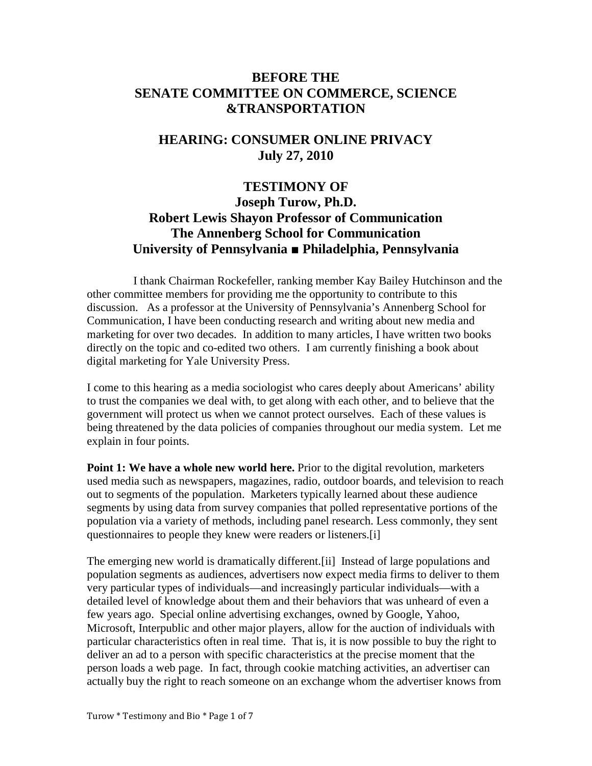# BEFORE THE SENATE COMMITTEE ON COMMERCE, SCIENCE &TRANSPORTATION

## HEARING: CONSUMER ONLINE PRIVACY July 27, 2010

## TESTIMONY OF Joseph Turow, Ph.D. Robert Lewis Shayon Professor of Communication The Annenberg School for Communication University of Pennsylvania ■ Philadelphia, Pennsylvania

I thank Chairman Rockefeller, ranking member Kay Bailey Hutchinson and the other committee members for providing me the opportunity to contribute to this discussion. As a professor at the University of Pennsylvania's Annenberg School for Communication, I have been conducting research and writing about new media and marketing for over two decades. In addition to many articles, I have written two books directly on the topic and co-edited two others. I am currently finishing a book about digital marketing for Yale University Press.

I come to this hearing as a media sociologist who cares deeply about Americans' ability to trust the companies we deal with, to get along with each other, and to believe that the government will protect us when we cannot protect ourselves. Each of these values is being threatened by the data policies of companies throughout our media system. Let me explain in four points.

**Point 1: We have a whole new world here.** Prior to the digital revolution, marketers used media such as newspapers, magazines, radio, outdoor boards, and television to reach out to segments of the population. Marketers typically learned about these audience segments by using data from survey companies that polled representative portions of the population via a variety of methods, including panel research. Less commonly, they sent questionnaires to people they knew were readers or listeners.[i]

The emerging new world is dramatically different.[ii] Instead of large populations and population segments as audiences, advertisers now expect media firms to deliver to them very particular types of individuals—and increasingly particular individuals—with a detailed level of knowledge about them and their behaviors that was unheard of even a few years ago. Special online advertising exchanges, owned by Google, Yahoo, Microsoft, Interpublic and other major players, allow for the auction of individuals with particular characteristics often in real time. That is, it is now possible to buy the right to deliver an ad to a person with specific characteristics at the precise moment that the person loads a web page. In fact, through cookie matching activities, an advertiser can actually buy the right to reach someone on an exchange whom the advertiser knows from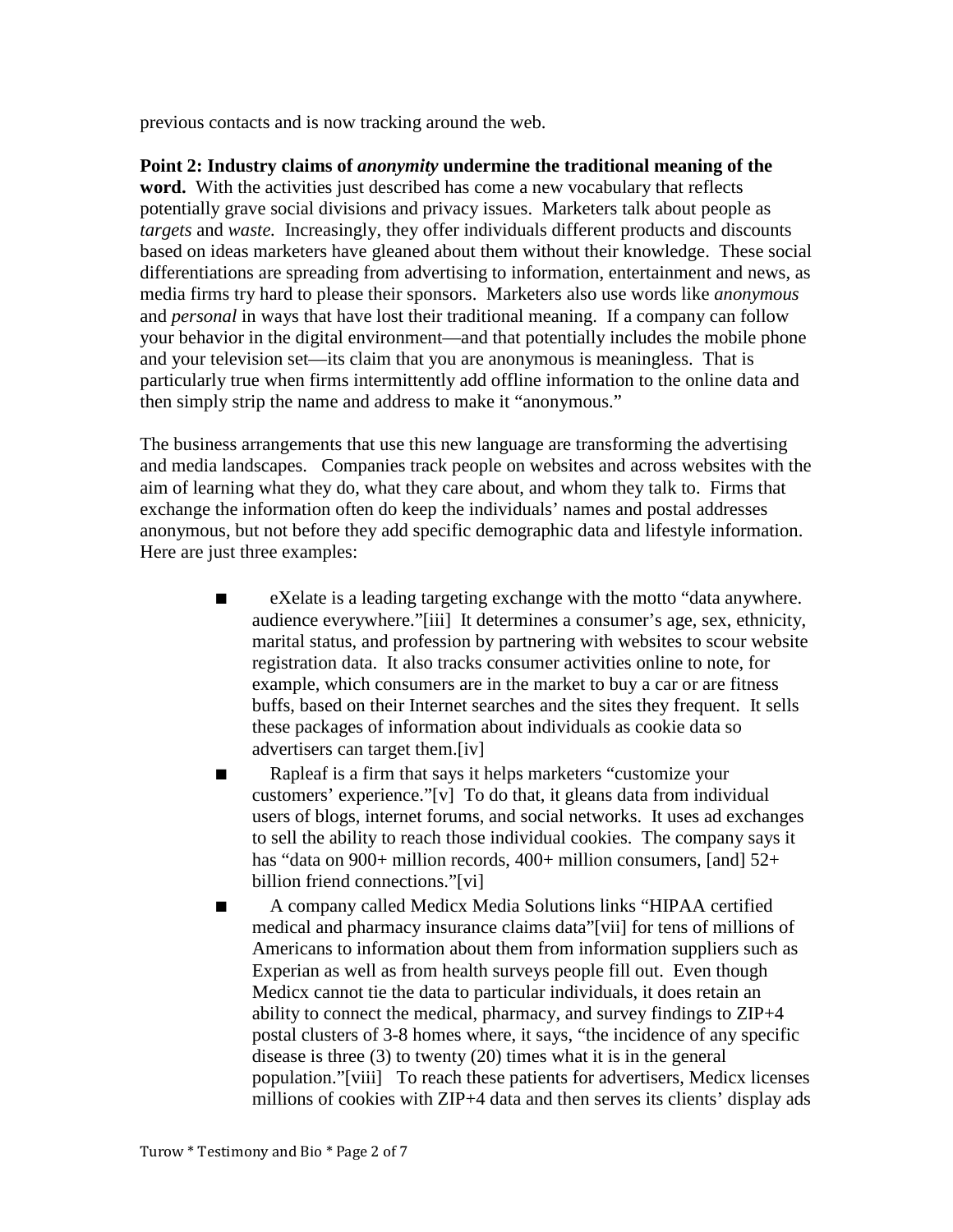previous contacts and is now tracking around the web.

**Point 2: Industry claims of *anonymity* undermine the traditional meaning of the word.** With the activities just described has come a new vocabulary that reflects potentially grave social divisions and privacy issues. Marketers talk about people as *targets* and *waste.* Increasingly, they offer individuals different products and discounts based on ideas marketers have gleaned about them without their knowledge. These social differentiations are spreading from advertising to information, entertainment and news, as media firms try hard to please their sponsors. Marketers also use words like *anonymous* and *personal* in ways that have lost their traditional meaning. If a company can follow your behavior in the digital environment—and that potentially includes the mobile phone and your television set—its claim that you are anonymous is meaningless. That is particularly true when firms intermittently add offline information to the online data and then simply strip the name and address to make it "anonymous."

The business arrangements that use this new language are transforming the advertising and media landscapes. Companies track people on websites and across websites with the aim of learning what they do, what they care about, and whom they talk to. Firms that exchange the information often do keep the individuals' names and postal addresses anonymous, but not before they add specific demographic data and lifestyle information. Here are just three examples:

- eXelate is a leading targeting exchange with the motto "data anywhere. audience everywhere."[iii] It determines a consumer's age, sex, ethnicity, marital status, and profession by partnering with websites to scour website registration data. It also tracks consumer activities online to note, for example, which consumers are in the market to buy a car or are fitness buffs, based on their Internet searches and the sites they frequent. It sells these packages of information about individuals as cookie data so advertisers can target them.[iv]
- Rapleaf is a firm that says it helps marketers "customize your customers' experience."[v] To do that, it gleans data from individual users of blogs, internet forums, and social networks. It uses ad exchanges to sell the ability to reach those individual cookies. The company says it has "data on 900+ million records, 400+ million consumers, [and] 52+ billion friend connections."[vi]
- A company called Medicx Media Solutions links "HIPAA certified medical and pharmacy insurance claims data"[vii] for tens of millions of Americans to information about them from information suppliers such as Experian as well as from health surveys people fill out. Even though Medicx cannot tie the data to particular individuals, it does retain an ability to connect the medical, pharmacy, and survey findings to ZIP+4 postal clusters of 3-8 homes where, it says, "the incidence of any specific disease is three (3) to twenty (20) times what it is in the general population."[viii] To reach these patients for advertisers, Medicx licenses millions of cookies with ZIP+4 data and then serves its clients' display ads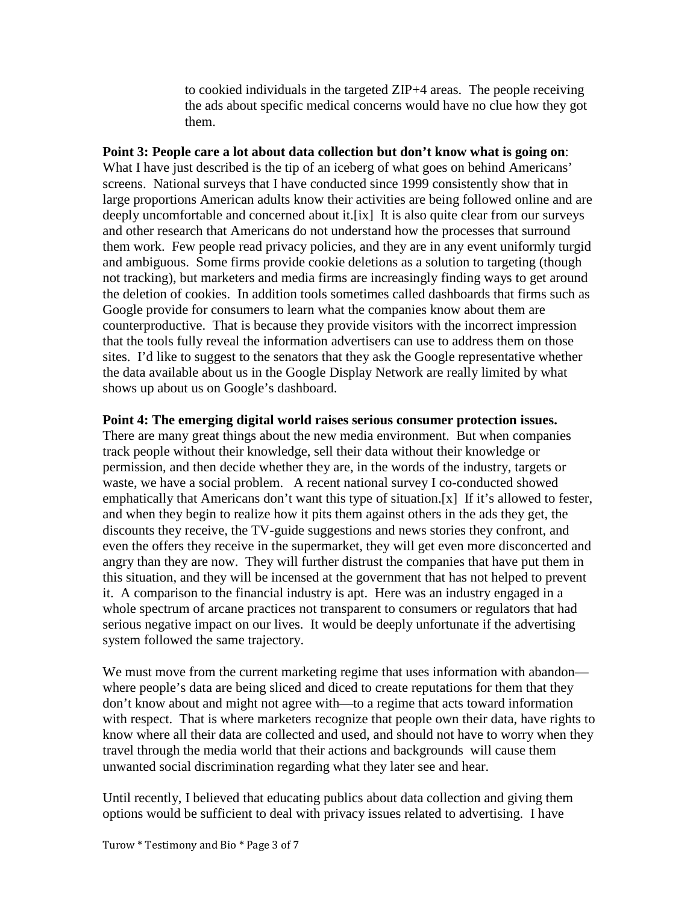to cookied individuals in the targeted ZIP+4 areas. The people receiving the ads about specific medical concerns would have no clue how they got them.

**Point 3: People care a lot about data collection but don't know what is going on**: What I have just described is the tip of an iceberg of what goes on behind Americans' screens. National surveys that I have conducted since 1999 consistently show that in large proportions American adults know their activities are being followed online and are deeply uncomfortable and concerned about it.[ix] It is also quite clear from our surveys and other research that Americans do not understand how the processes that surround them work. Few people read privacy policies, and they are in any event uniformly turgid and ambiguous. Some firms provide cookie deletions as a solution to targeting (though not tracking), but marketers and media firms are increasingly finding ways to get around the deletion of cookies. In addition tools sometimes called dashboards that firms such as Google provide for consumers to learn what the companies know about them are counterproductive. That is because they provide visitors with the incorrect impression that the tools fully reveal the information advertisers can use to address them on those sites. I'd like to suggest to the senators that they ask the Google representative whether the data available about us in the Google Display Network are really limited by what shows up about us on Google's dashboard.

**Point 4: The emerging digital world raises serious consumer protection issues.** There are many great things about the new media environment. But when companies track people without their knowledge, sell their data without their knowledge or permission, and then decide whether they are, in the words of the industry, targets or waste, we have a social problem. A recent national survey I co-conducted showed emphatically that Americans don't want this type of situation.[x] If it's allowed to fester, and when they begin to realize how it pits them against others in the ads they get, the discounts they receive, the TV-guide suggestions and news stories they confront, and even the offers they receive in the supermarket, they will get even more disconcerted and angry than they are now. They will further distrust the companies that have put them in this situation, and they will be incensed at the government that has not helped to prevent it. A comparison to the financial industry is apt. Here was an industry engaged in a whole spectrum of arcane practices not transparent to consumers or regulators that had serious negative impact on our lives. It would be deeply unfortunate if the advertising system followed the same trajectory.

We must move from the current marketing regime that uses information with abandon—where people's data are being sliced and diced to create reputations for them that they don't know about and might not agree with—to a regime that acts toward information with respect. That is where marketers recognize that people own their data, have rights to know where all their data are collected and used, and should not have to worry when they travel through the media world that their actions and backgrounds will cause them unwanted social discrimination regarding what they later see and hear.

Until recently, I believed that educating publics about data collection and giving them options would be sufficient to deal with privacy issues related to advertising. I have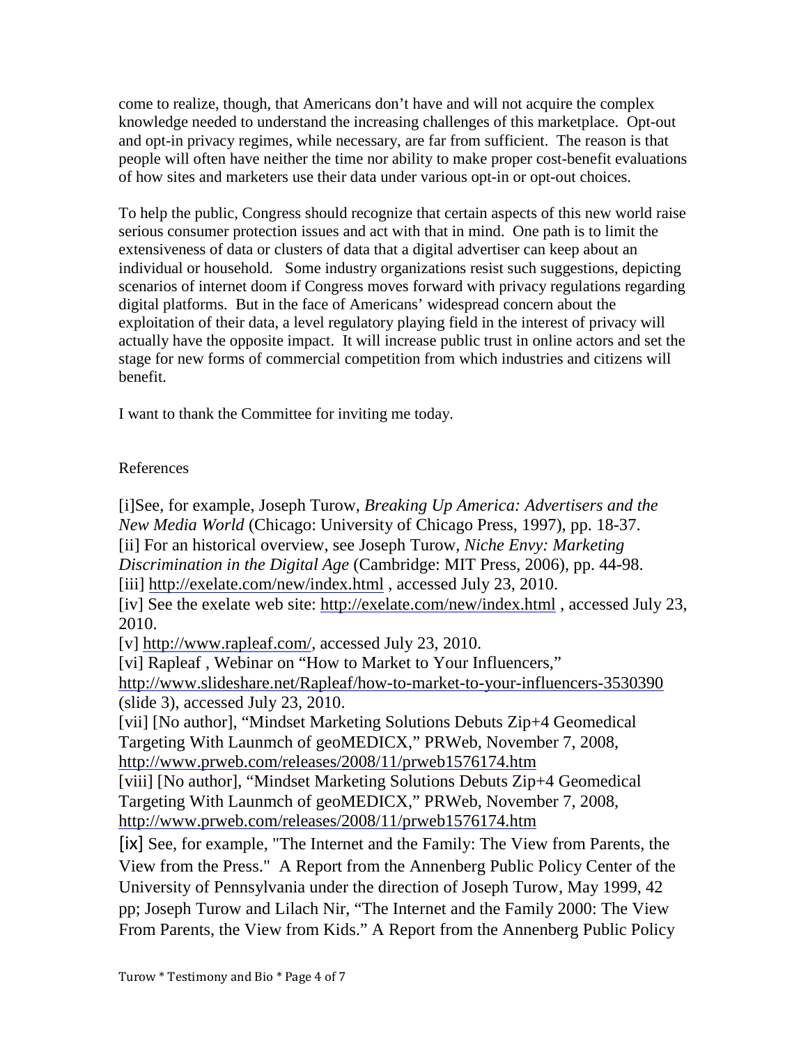come to realize, though, that Americans don't have and will not acquire the complex knowledge needed to understand the increasing challenges of this marketplace. Opt-out and opt-in privacy regimes, while necessary, are far from sufficient. The reason is that people will often have neither the time nor ability to make proper cost-benefit evaluations of how sites and marketers use their data under various opt-in or opt-out choices.

To help the public, Congress should recognize that certain aspects of this new world raise serious consumer protection issues and act with that in mind. One path is to limit the extensiveness of data or clusters of data that a digital advertiser can keep about an individual or household. Some industry organizations resist such suggestions, depicting scenarios of internet doom if Congress moves forward with privacy regulations regarding digital platforms. But in the face of Americans' widespread concern about the exploitation of their data, a level regulatory playing field in the interest of privacy will actually have the opposite impact. It will increase public trust in online actors and set the stage for new forms of commercial competition from which industries and citizens will benefit.

I want to thank the Committee for inviting me today.

References

[i]See, for example, Joseph Turow, *Breaking Up America: Advertisers and the New Media World* (Chicago: University of Chicago Press, 1997), pp. 18-37.
[ii] For an historical overview, see Joseph Turow, *Niche Envy: Marketing Discrimination in the Digital Age* (Cambridge: MIT Press, 2006), pp. 44-98.
[iii] http://exelate.com/new/index.html , accessed July 23, 2010.
[iv] See the exelate web site: http://exelate.com/new/index.html , accessed July 23, 2010.
[v] http://www.rapleaf.com/, accessed July 23, 2010.
[vi] Rapleaf , Webinar on "How to Market to Your Influencers," http://www.slideshare.net/Rapleaf/how-to-market-to-your-influencers-3530390 (slide 3), accessed July 23, 2010.
[vii] [No author], "Mindset Marketing Solutions Debuts Zip+4 Geomedical Targeting With Launmch of geoMEDICX," PRWeb, November 7, 2008, http://www.prweb.com/releases/2008/11/prweb1576174.htm
[viii] [No author], "Mindset Marketing Solutions Debuts Zip+4 Geomedical Targeting With Launmch of geoMEDICX," PRWeb, November 7, 2008, http://www.prweb.com/releases/2008/11/prweb1576174.htm
[ix] See, for example, "The Internet and the Family: The View from Parents, the View from the Press." A Report from the Annenberg Public Policy Center of the University of Pennsylvania under the direction of Joseph Turow, May 1999, 42 pp; Joseph Turow and Lilach Nir, "The Internet and the Family 2000: The View From Parents, the View from Kids." A Report from the Annenberg Public Policy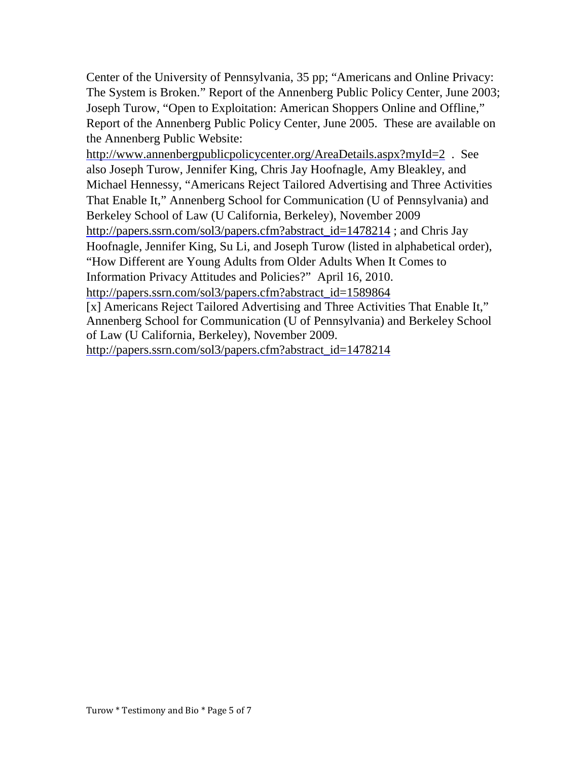Center of the University of Pennsylvania, 35 pp; "Americans and Online Privacy: The System is Broken." Report of the Annenberg Public Policy Center, June 2003; Joseph Turow, "Open to Exploitation: American Shoppers Online and Offline," Report of the Annenberg Public Policy Center, June 2005. These are available on the Annenberg Public Website: http://www.annenbergpublicpolicycenter.org/AreaDetails.aspx?myId=2 . See also Joseph Turow, Jennifer King, Chris Jay Hoofnagle, Amy Bleakley, and Michael Hennessy, "Americans Reject Tailored Advertising and Three Activities That Enable It," Annenberg School for Communication (U of Pennsylvania) and Berkeley School of Law (U California, Berkeley), November 2009 http://papers.ssrn.com/sol3/papers.cfm?abstract_id=1478214 ; and Chris Jay Hoofnagle, Jennifer King, Su Li, and Joseph Turow (listed in alphabetical order), "How Different are Young Adults from Older Adults When It Comes to Information Privacy Attitudes and Policies?" April 16, 2010. http://papers.ssrn.com/sol3/papers.cfm?abstract_id=1589864

[x] Americans Reject Tailored Advertising and Three Activities That Enable It," Annenberg School for Communication (U of Pennsylvania) and Berkeley School of Law (U California, Berkeley), November 2009. http://papers.ssrn.com/sol3/papers.cfm?abstract_id=1478214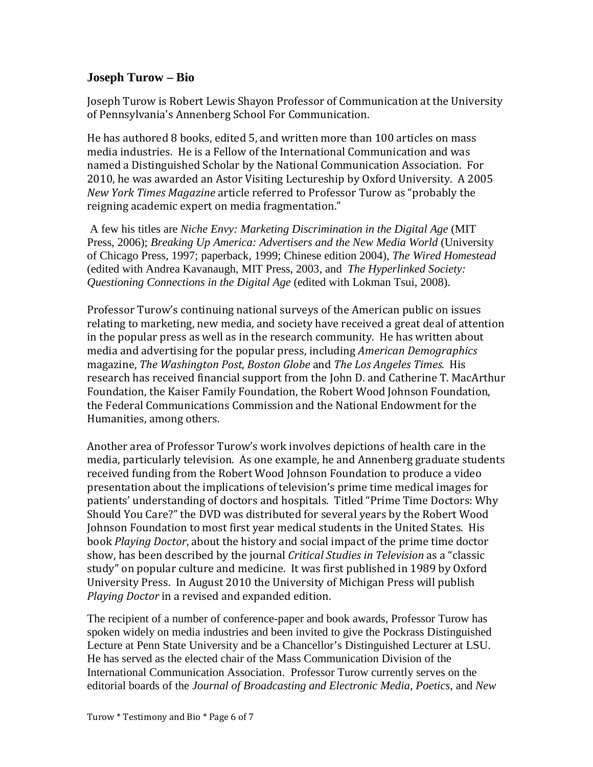## Joseph Turow – Bio

Joseph Turow is Robert Lewis Shayon Professor of Communication at the University of Pennsylvania's Annenberg School For Communication.

He has authored 8 books, edited 5, and written more than 100 articles on mass media industries. He is a Fellow of the International Communication and was named a Distinguished Scholar by the National Communication Association. For 2010, he was awarded an Astor Visiting Lectureship by Oxford University. A 2005 *New York Times Magazine* article referred to Professor Turow as "probably the reigning academic expert on media fragmentation."

A few his titles are *Niche Envy: Marketing Discrimination in the Digital Age* (MIT Press, 2006); *Breaking Up America: Advertisers and the New Media World* (University of Chicago Press, 1997; paperback, 1999; Chinese edition 2004), *The Wired Homestead* (edited with Andrea Kavanaugh, MIT Press, 2003, and *The Hyperlinked Society: Questioning Connections in the Digital Age* (edited with Lokman Tsui, 2008).

Professor Turow's continuing national surveys of the American public on issues relating to marketing, new media, and society have received a great deal of attention in the popular press as well as in the research community. He has written about media and advertising for the popular press, including *American Demographics* magazine, *The Washington Post*, *Boston Globe* and *The Los Angeles Times.* His research has received financial support from the John D. and Catherine T. MacArthur Foundation, the Kaiser Family Foundation, the Robert Wood Johnson Foundation, the Federal Communications Commission and the National Endowment for the Humanities, among others.

Another area of Professor Turow's work involves depictions of health care in the media, particularly television. As one example, he and Annenberg graduate students received funding from the Robert Wood Johnson Foundation to produce a video presentation about the implications of television's prime time medical images for patients' understanding of doctors and hospitals. Titled "Prime Time Doctors: Why Should You Care?" the DVD was distributed for several years by the Robert Wood Johnson Foundation to most first year medical students in the United States. His book *Playing Doctor*, about the history and social impact of the prime time doctor show, has been described by the journal *Critical Studies in Television* as a "classic study" on popular culture and medicine. It was first published in 1989 by Oxford University Press. In August 2010 the University of Michigan Press will publish *Playing Doctor* in a revised and expanded edition.

The recipient of a number of conference-paper and book awards, Professor Turow has spoken widely on media industries and been invited to give the Pockrass Distinguished Lecture at Penn State University and be a Chancellor's Distinguished Lecturer at LSU. He has served as the elected chair of the Mass Communication Division of the International Communication Association. Professor Turow currently serves on the editorial boards of the *Journal of Broadcasting and Electronic Media*, *Poetics*, and *New*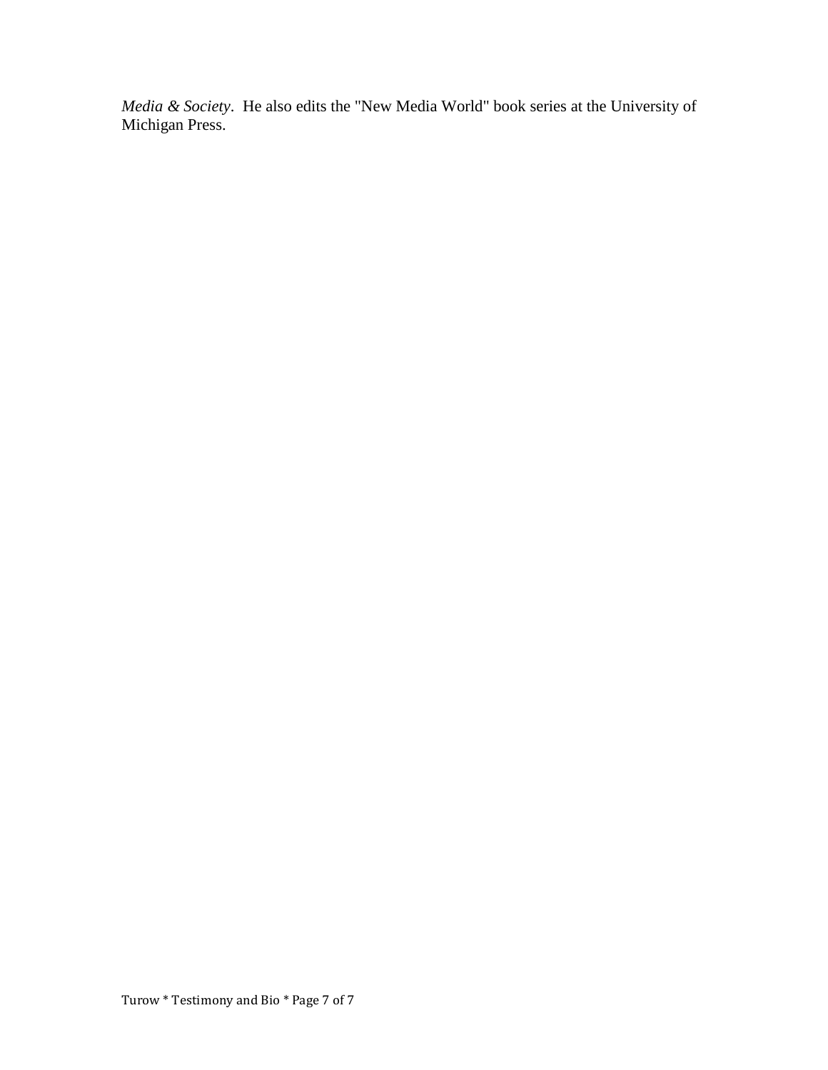*Media & Society*. He also edits the "New Media World" book series at the University of Michigan Press.